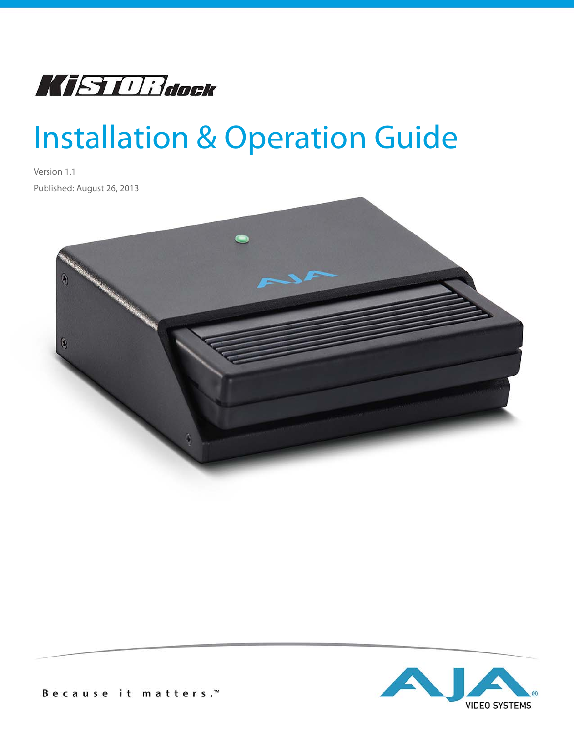# KiSTOR dock

# Installation & Operation Guide

Version 1.1

Published: August 26, 2013

Because it matters.™

AJA® VIDEO SYSTEMS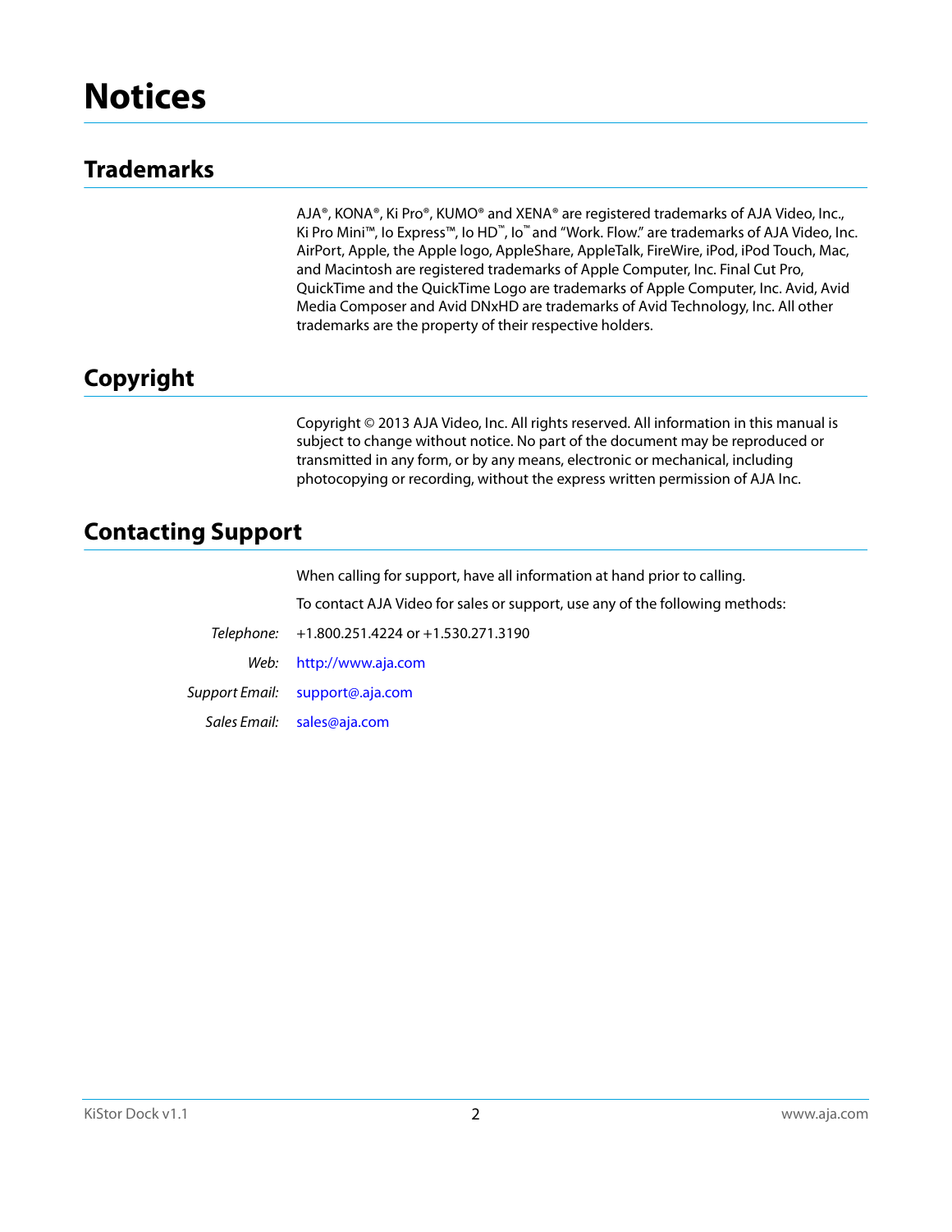# Notices

## Trademarks

AJA®, KONA®, Ki Pro®, KUMO® and XENA® are registered trademarks of AJA Video, Inc., Ki Pro Mini™, Io Express™, Io HD™, Io™ and "Work. Flow." are trademarks of AJA Video, Inc. AirPort, Apple, the Apple logo, AppleShare, AppleTalk, FireWire, iPod, iPod Touch, Mac, and Macintosh are registered trademarks of Apple Computer, Inc. Final Cut Pro, QuickTime and the QuickTime Logo are trademarks of Apple Computer, Inc. Avid, Avid Media Composer and Avid DNxHD are trademarks of Avid Technology, Inc. All other trademarks are the property of their respective holders.

## Copyright

Copyright © 2013 AJA Video, Inc. All rights reserved. All information in this manual is subject to change without notice. No part of the document may be reproduced or transmitted in any form, or by any means, electronic or mechanical, including photocopying or recording, without the express written permission of AJA Inc.

## Contacting Support

When calling for support, have all information at hand prior to calling.

To contact AJA Video for sales or support, use any of the following methods:

*Telephone:* +1.800.251.4224 or +1.530.271.3190

*Web:* http://www.aja.com

*Support Email:* support@aja.com

*Sales Email:* sales@aja.com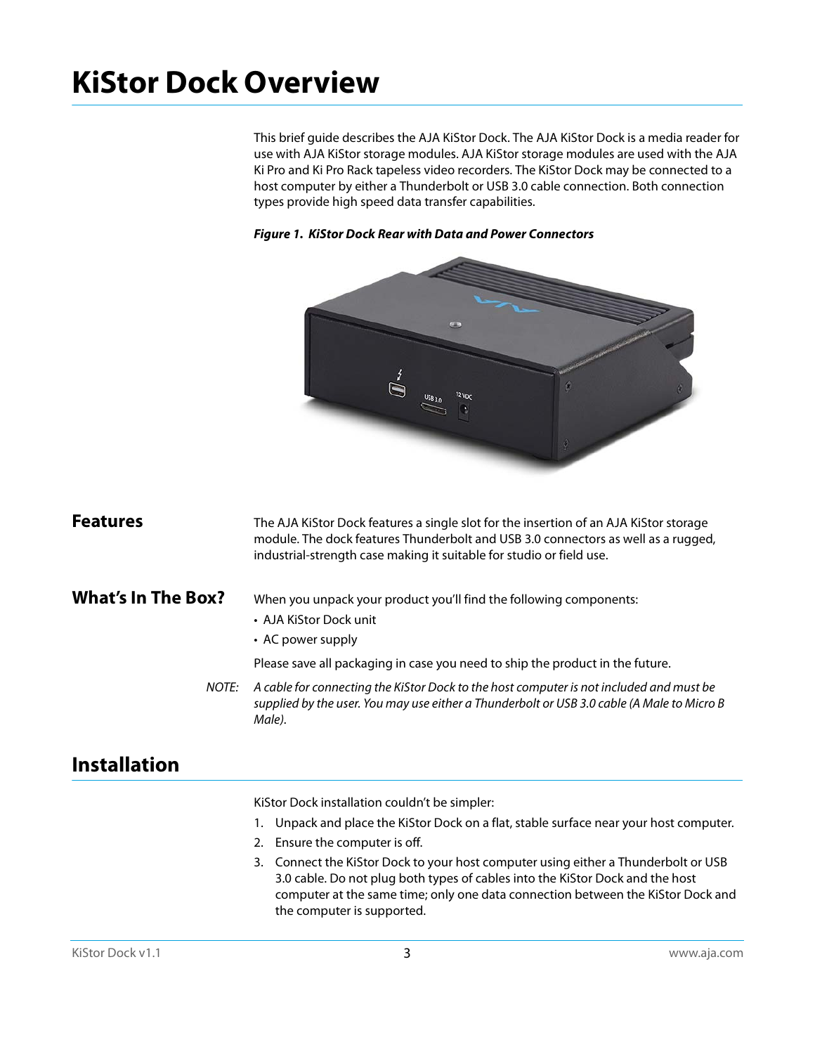# KiStor Dock Overview

This brief guide describes the AJA KiStor Dock. The AJA KiStor Dock is a media reader for use with AJA KiStor storage modules. AJA KiStor storage modules are used with the AJA Ki Pro and Ki Pro Rack tapeless video recorders. The KiStor Dock may be connected to a host computer by either a Thunderbolt or USB 3.0 cable connection. Both connection types provide high speed data transfer capabilities.

***Figure 1. KiStor Dock Rear with Data and Power Connectors***

## Features

The AJA KiStor Dock features a single slot for the insertion of an AJA KiStor storage module. The dock features Thunderbolt and USB 3.0 connectors as well as a rugged, industrial-strength case making it suitable for studio or field use.

## What's In The Box?

When you unpack your product you'll find the following components:

- AJA KiStor Dock unit
- AC power supply

Please save all packaging in case you need to ship the product in the future.

*NOTE: A cable for connecting the KiStor Dock to the host computer is not included and must be supplied by the user. You may use either a Thunderbolt or USB 3.0 cable (A Male to Micro B Male).*

## Installation

KiStor Dock installation couldn't be simpler:

1. Unpack and place the KiStor Dock on a flat, stable surface near your host computer.
2. Ensure the computer is off.
3. Connect the KiStor Dock to your host computer using either a Thunderbolt or USB 3.0 cable. Do not plug both types of cables into the KiStor Dock and the host computer at the same time; only one data connection between the KiStor Dock and the computer is supported.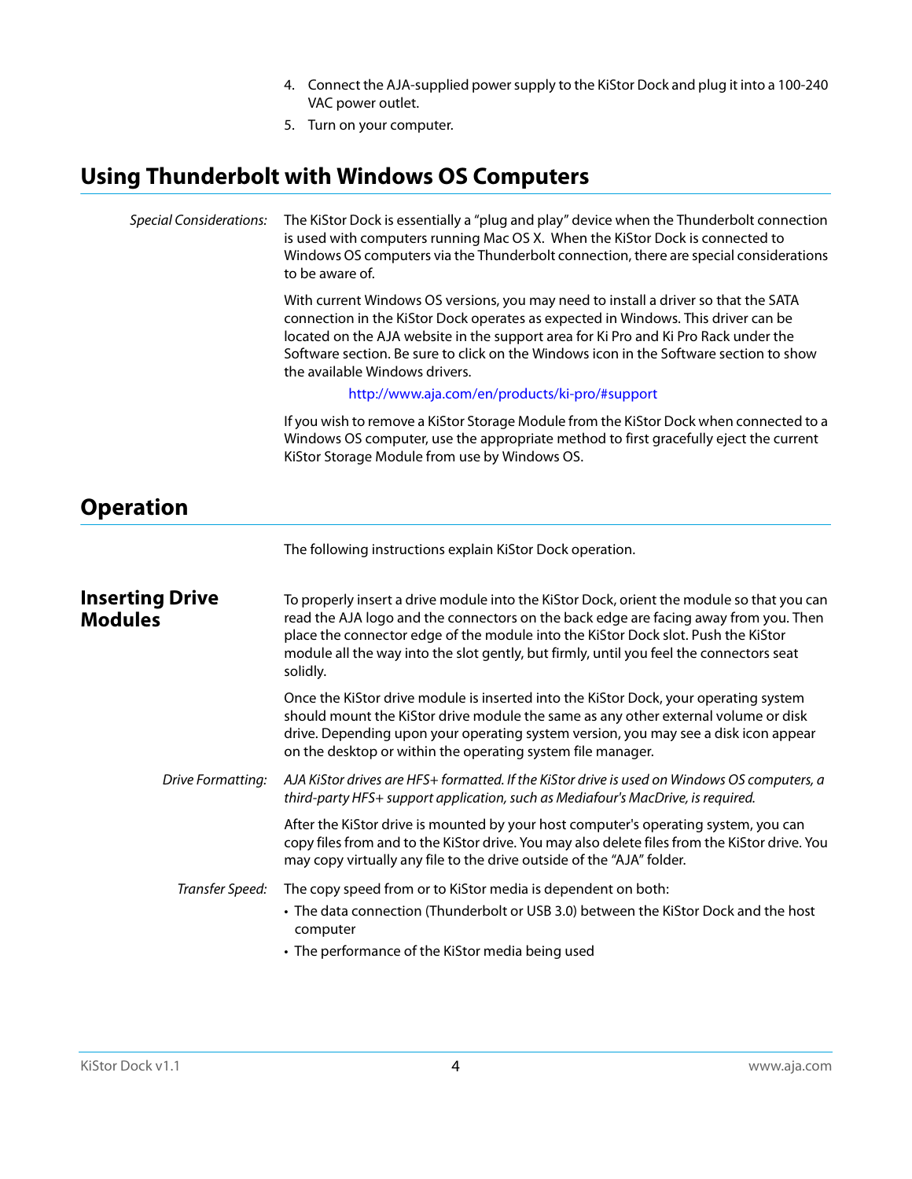4. Connect the AJA-supplied power supply to the KiStor Dock and plug it into a 100-240 VAC power outlet.
5. Turn on your computer.

## Using Thunderbolt with Windows OS Computers

*Special Considerations:* The KiStor Dock is essentially a "plug and play" device when the Thunderbolt connection is used with computers running Mac OS X. When the KiStor Dock is connected to Windows OS computers via the Thunderbolt connection, there are special considerations to be aware of.

With current Windows OS versions, you may need to install a driver so that the SATA connection in the KiStor Dock operates as expected in Windows. This driver can be located on the AJA website in the support area for Ki Pro and Ki Pro Rack under the Software section. Be sure to click on the Windows icon in the Software section to show the available Windows drivers.

http://www.aja.com/en/products/ki-pro/#support

If you wish to remove a KiStor Storage Module from the KiStor Dock when connected to a Windows OS computer, use the appropriate method to first gracefully eject the current KiStor Storage Module from use by Windows OS.

## Operation

The following instructions explain KiStor Dock operation.

### Inserting Drive Modules

To properly insert a drive module into the KiStor Dock, orient the module so that you can read the AJA logo and the connectors on the back edge are facing away from you. Then place the connector edge of the module into the KiStor Dock slot. Push the KiStor module all the way into the slot gently, but firmly, until you feel the connectors seat solidly.

Once the KiStor drive module is inserted into the KiStor Dock, your operating system should mount the KiStor drive module the same as any other external volume or disk drive. Depending upon your operating system version, you may see a disk icon appear on the desktop or within the operating system file manager.

*Drive Formatting:* *AJA KiStor drives are HFS+ formatted. If the KiStor drive is used on Windows OS computers, a third-party HFS+ support application, such as Mediafour's MacDrive, is required.*

After the KiStor drive is mounted by your host computer's operating system, you can copy files from and to the KiStor drive. You may also delete files from the KiStor drive. You may copy virtually any file to the drive outside of the "AJA" folder.

*Transfer Speed:* The copy speed from or to KiStor media is dependent on both:

- The data connection (Thunderbolt or USB 3.0) between the KiStor Dock and the host computer
- The performance of the KiStor media being used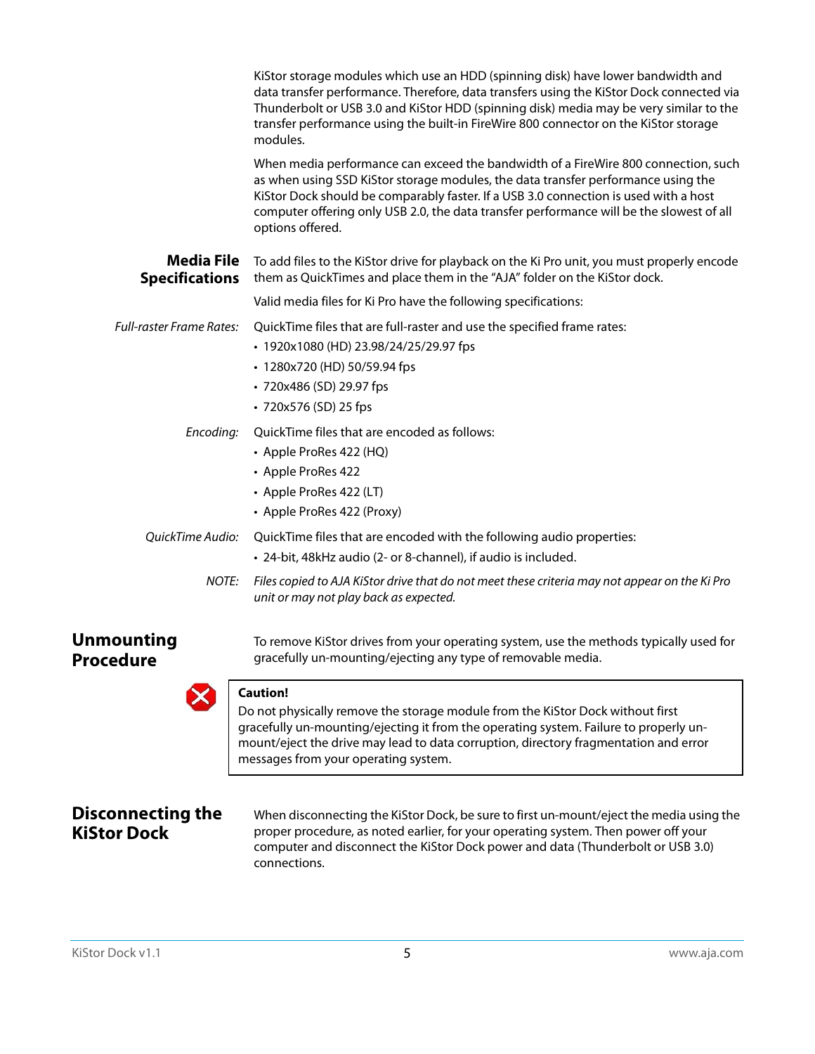KiStor storage modules which use an HDD (spinning disk) have lower bandwidth and data transfer performance. Therefore, data transfers using the KiStor Dock connected via Thunderbolt or USB 3.0 and KiStor HDD (spinning disk) media may be very similar to the transfer performance using the built-in FireWire 800 connector on the KiStor storage modules.

When media performance can exceed the bandwidth of a FireWire 800 connection, such as when using SSD KiStor storage modules, the data transfer performance using the KiStor Dock should be comparably faster. If a USB 3.0 connection is used with a host computer offering only USB 2.0, the data transfer performance will be the slowest of all options offered.

### Media File Specifications

To add files to the KiStor drive for playback on the Ki Pro unit, you must properly encode them as QuickTimes and place them in the "AJA" folder on the KiStor dock.

Valid media files for Ki Pro have the following specifications:

*Full-raster Frame Rates:* QuickTime files that are full-raster and use the specified frame rates:

- 1920x1080 (HD) 23.98/24/25/29.97 fps
- 1280x720 (HD) 50/59.94 fps
- 720x486 (SD) 29.97 fps
- 720x576 (SD) 25 fps

*Encoding:* QuickTime files that are encoded as follows:

- Apple ProRes 422 (HQ)
- Apple ProRes 422
- Apple ProRes 422 (LT)
- Apple ProRes 422 (Proxy)

*QuickTime Audio:* QuickTime files that are encoded with the following audio properties:

- 24-bit, 48kHz audio (2- or 8-channel), if audio is included.

*NOTE: Files copied to AJA KiStor drive that do not meet these criteria may not appear on the Ki Pro unit or may not play back as expected.*

## Unmounting Procedure

To remove KiStor drives from your operating system, use the methods typically used for gracefully un-mounting/ejecting any type of removable media.

**Caution!**
Do not physically remove the storage module from the KiStor Dock without first gracefully un-mounting/ejecting it from the operating system. Failure to properly un-mount/eject the drive may lead to data corruption, directory fragmentation and error messages from your operating system.

## Disconnecting the KiStor Dock

When disconnecting the KiStor Dock, be sure to first un-mount/eject the media using the proper procedure, as noted earlier, for your operating system. Then power off your computer and disconnect the KiStor Dock power and data (Thunderbolt or USB 3.0) connections.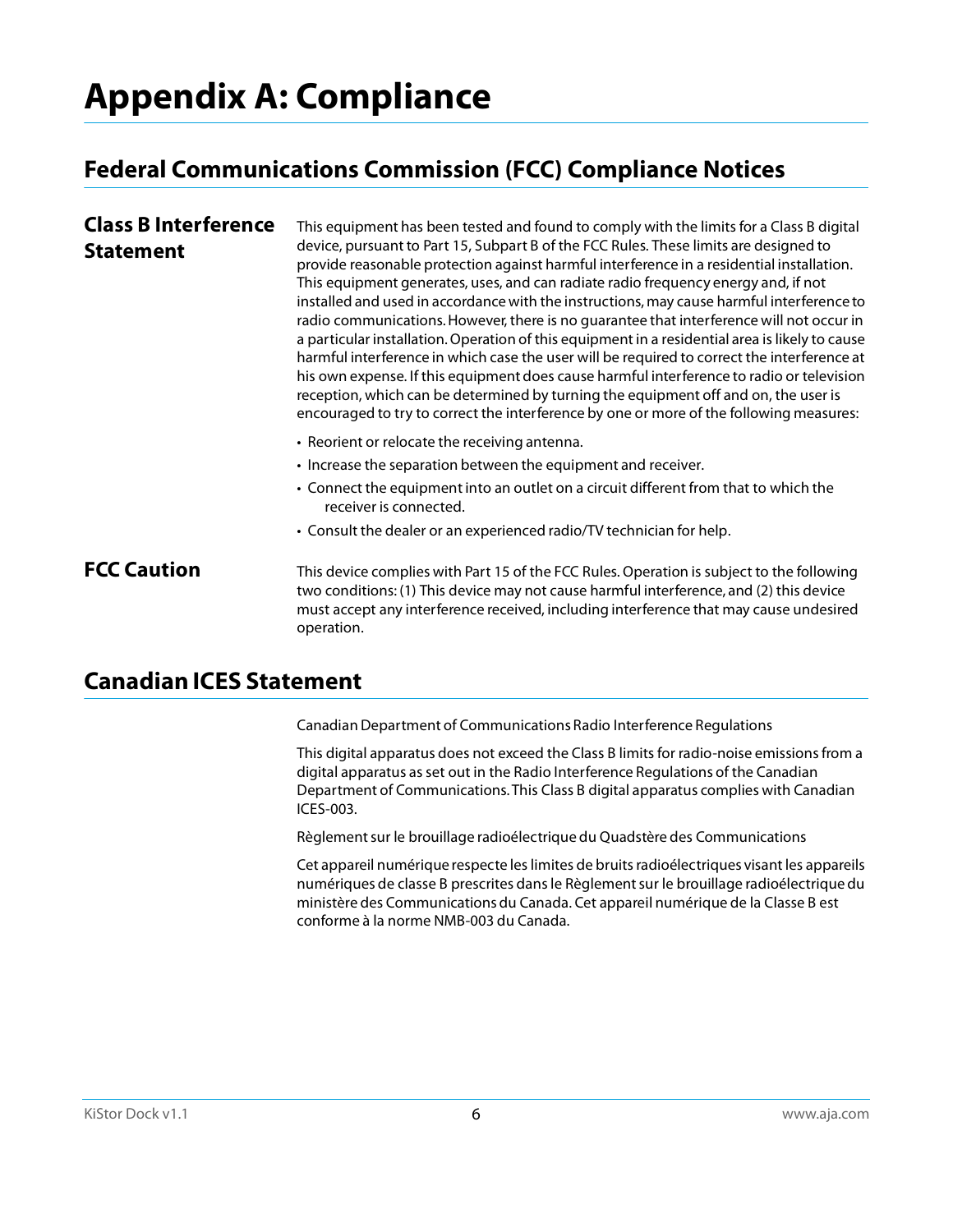# Appendix A: Compliance

## Federal Communications Commission (FCC) Compliance Notices

### Class B Interference Statement

This equipment has been tested and found to comply with the limits for a Class B digital device, pursuant to Part 15, Subpart B of the FCC Rules. These limits are designed to provide reasonable protection against harmful interference in a residential installation. This equipment generates, uses, and can radiate radio frequency energy and, if not installed and used in accordance with the instructions, may cause harmful interference to radio communications. However, there is no guarantee that interference will not occur in a particular installation. Operation of this equipment in a residential area is likely to cause harmful interference in which case the user will be required to correct the interference at his own expense. If this equipment does cause harmful interference to radio or television reception, which can be determined by turning the equipment off and on, the user is encouraged to try to correct the interference by one or more of the following measures:

- Reorient or relocate the receiving antenna.
- Increase the separation between the equipment and receiver.
- Connect the equipment into an outlet on a circuit different from that to which the receiver is connected.
- Consult the dealer or an experienced radio/TV technician for help.

### FCC Caution

This device complies with Part 15 of the FCC Rules. Operation is subject to the following two conditions: (1) This device may not cause harmful interference, and (2) this device must accept any interference received, including interference that may cause undesired operation.

## Canadian ICES Statement

Canadian Department of Communications Radio Interference Regulations

This digital apparatus does not exceed the Class B limits for radio-noise emissions from a digital apparatus as set out in the Radio Interference Regulations of the Canadian Department of Communications. This Class B digital apparatus complies with Canadian ICES-003.

Règlement sur le brouillage radioélectrique du Quadstère des Communications

Cet appareil numérique respecte les limites de bruits radioélectriques visant les appareils numériques de classe B prescrites dans le Règlement sur le brouillage radioélectrique du ministère des Communications du Canada. Cet appareil numérique de la Classe B est conforme à la norme NMB-003 du Canada.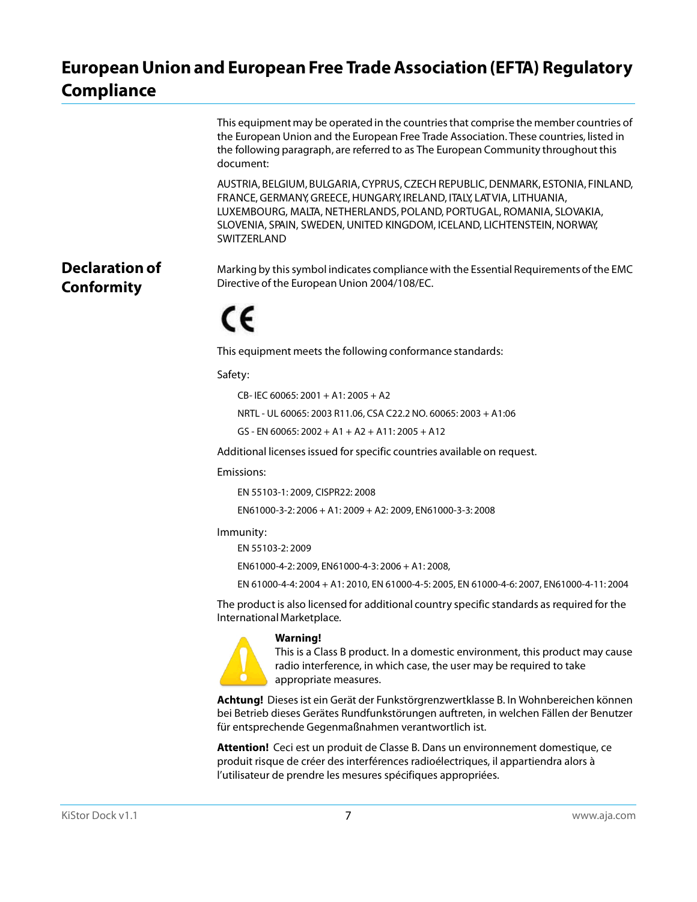# European Union and European Free Trade Association (EFTA) Regulatory Compliance

This equipment may be operated in the countries that comprise the member countries of the European Union and the European Free Trade Association. These countries, listed in the following paragraph, are referred to as The European Community throughout this document:

AUSTRIA, BELGIUM, BULGARIA, CYPRUS, CZECH REPUBLIC, DENMARK, ESTONIA, FINLAND, FRANCE, GERMANY, GREECE, HUNGARY, IRELAND, ITALY, LATVIA, LITHUANIA, LUXEMBOURG, MALTA, NETHERLANDS, POLAND, PORTUGAL, ROMANIA, SLOVAKIA, SLOVENIA, SPAIN, SWEDEN, UNITED KINGDOM, ICELAND, LICHTENSTEIN, NORWAY, SWITZERLAND

## Declaration of Conformity

Marking by this symbol indicates compliance with the Essential Requirements of the EMC Directive of the European Union 2004/108/EC.

CE

This equipment meets the following conformance standards:

Safety:

CB- IEC 60065: 2001 + A1: 2005 + A2

NRTL - UL 60065: 2003 R11.06, CSA C22.2 NO. 60065: 2003 + A1:06

GS - EN 60065: 2002 + A1 + A2 + A11: 2005 + A12

Additional licenses issued for specific countries available on request.

Emissions:

EN 55103-1: 2009, CISPR22: 2008

EN61000-3-2: 2006 + A1: 2009 + A2: 2009, EN61000-3-3: 2008

Immunity:

EN 55103-2: 2009

EN61000-4-2: 2009, EN61000-4-3: 2006 + A1: 2008,

EN 61000-4-4: 2004 + A1: 2010, EN 61000-4-5: 2005, EN 61000-4-6: 2007, EN61000-4-11: 2004

The product is also licensed for additional country specific standards as required for the International Marketplace.

**Warning!**
This is a Class B product. In a domestic environment, this product may cause radio interference, in which case, the user may be required to take appropriate measures.

**Achtung!** Dieses ist ein Gerät der Funkstörgrenzwertklasse B. In Wohnbereichen können bei Betrieb dieses Gerätes Rundfunkstörungen auftreten, in welchen Fällen der Benutzer für entsprechende Gegenmaßnahmen verantwortlich ist.

**Attention!** Ceci est un produit de Classe B. Dans un environnement domestique, ce produit risque de créer des interférences radioélectriques, il appartiendra alors à l'utilisateur de prendre les mesures spécifiques appropriées.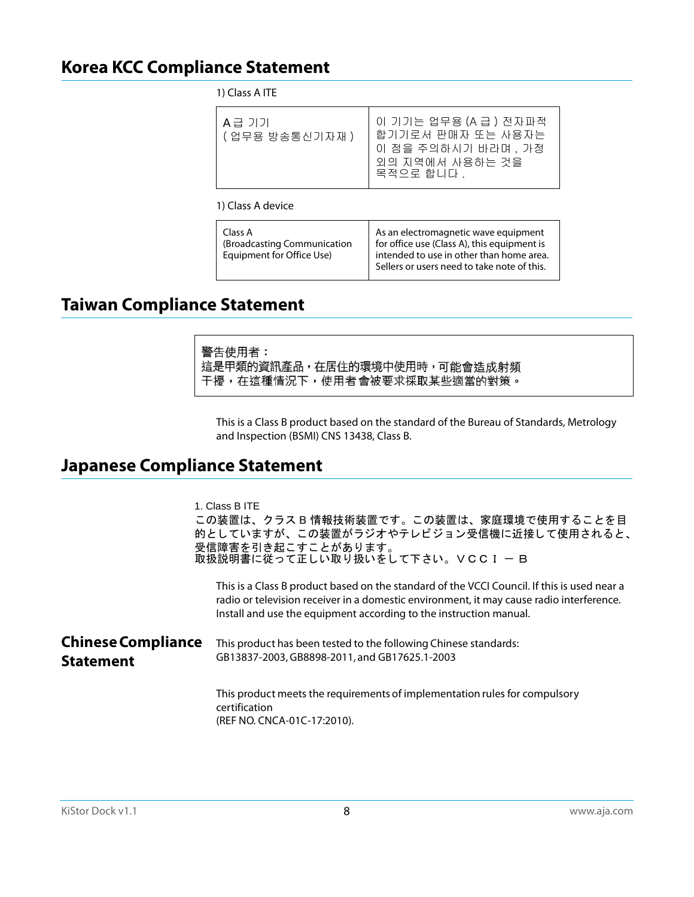## Korea KCC Compliance Statement

1) Class A ITE

| | |
|---|---|
| A 급 기기<br>( 업무용 방송통신기자재 ) | 이 기기는 업무용 (A 급 ) 전자파적합기기로서 판매자 또는 사용자는 이 점을 주의하시기 바라며 , 가정외의 지역에서 사용하는 것을 목적으로 합니다 . |

1) Class A device

| | |
|---|---|
| Class A<br>(Broadcasting Communication Equipment for Office Use) | As an electromagnetic wave equipment for office use (Class A), this equipment is intended to use in other than home area. Sellers or users need to take note of this. |

## Taiwan Compliance Statement

警告使用者：
這是甲類的資訊產品，在居住的環境中使用時，可能會造成射頻干擾，在這種情況下，使用者會被要求採取某些適當的對策。

This is a Class B product based on the standard of the Bureau of Standards, Metrology and Inspection (BSMI) CNS 13438, Class B.

## Japanese Compliance Statement

1. Class B ITE
この装置は、クラス B 情報技術装置です。この装置は、家庭環境で使用することを目的としていますが、この装置がラジオやテレビジョン受信機に近接して使用されると、受信障害を引き起こすことがあります。
取扱説明書に従って正しい取り扱いをして下さい。ＶＣＣＩ － Ｂ

This is a Class B product based on the standard of the VCCI Council. If this is used near a radio or television receiver in a domestic environment, it may cause radio interference. Install and use the equipment according to the instruction manual.

## Chinese Compliance Statement

This product has been tested to the following Chinese standards:
GB13837-2003, GB8898-2011, and GB17625.1-2003

This product meets the requirements of implementation rules for compulsory certification
(REF NO. CNCA-01C-17:2010).